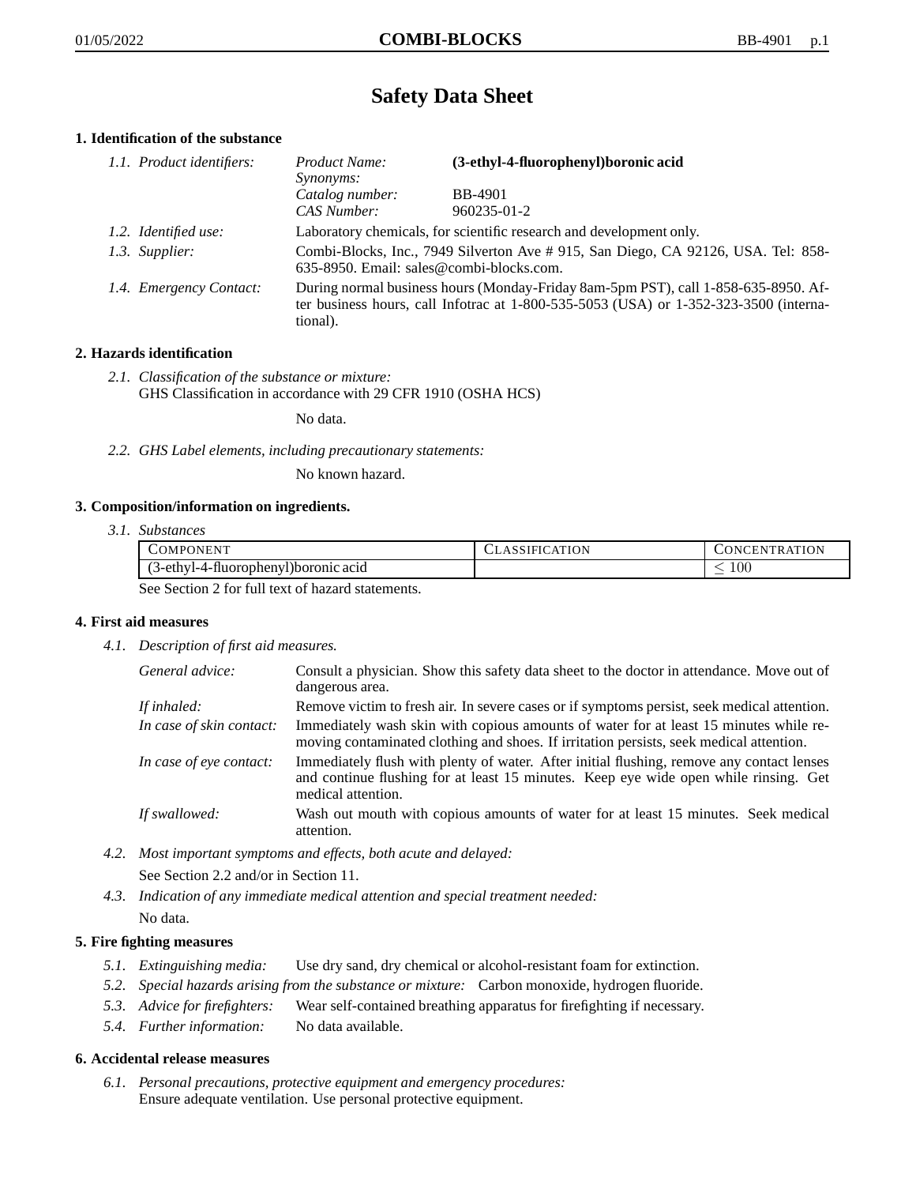# Safety Data Sheet

## 1. Identification of the substance

*1.1. Product identifiers:*

| | |
|---|---|
| *Product Name:* | **(3-ethyl-4-fluorophenyl)boronic acid** |
| *Synonyms:* | |
| *Catalog number:* | BB-4901 |
| *CAS Number:* | 960235-01-2 |

*1.2. Identified use:* Laboratory chemicals, for scientific research and development only.

*1.3. Supplier:* Combi-Blocks, Inc., 7949 Silverton Ave # 915, San Diego, CA 92126, USA. Tel: 858-635-8950. Email: sales@combi-blocks.com.

*1.4. Emergency Contact:* During normal business hours (Monday-Friday 8am-5pm PST), call 1-858-635-8950. After business hours, call Infotrac at 1-800-535-5053 (USA) or 1-352-323-3500 (international).

## 2. Hazards identification

*2.1. Classification of the substance or mixture:*
GHS Classification in accordance with 29 CFR 1910 (OSHA HCS)

No data.

*2.2. GHS Label elements, including precautionary statements:*

No known hazard.

## 3. Composition/information on ingredients.

*3.1. Substances*

| COMPONENT | CLASSIFICATION | CONCENTRATION |
|---|---|---|
| (3-ethyl-4-fluorophenyl)boronic acid | | $\leq 100$ |

See Section 2 for full text of hazard statements.

## 4. First aid measures

*4.1. Description of first aid measures.*

*General advice:* Consult a physician. Show this safety data sheet to the doctor in attendance. Move out of dangerous area.

*If inhaled:* Remove victim to fresh air. In severe cases or if symptoms persist, seek medical attention.

*In case of skin contact:* Immediately wash skin with copious amounts of water for at least 15 minutes while removing contaminated clothing and shoes. If irritation persists, seek medical attention.

*In case of eye contact:* Immediately flush with plenty of water. After initial flushing, remove any contact lenses and continue flushing for at least 15 minutes. Keep eye wide open while rinsing. Get medical attention.

*If swallowed:* Wash out mouth with copious amounts of water for at least 15 minutes. Seek medical attention.

*4.2. Most important symptoms and effects, both acute and delayed:*

See Section 2.2 and/or in Section 11.

*4.3. Indication of any immediate medical attention and special treatment needed:*

No data.

## 5. Fire fighting measures

*5.1. Extinguishing media:* Use dry sand, dry chemical or alcohol-resistant foam for extinction.

*5.2. Special hazards arising from the substance or mixture:* Carbon monoxide, hydrogen fluoride.

*5.3. Advice for firefighters:* Wear self-contained breathing apparatus for firefighting if necessary.

*5.4. Further information:* No data available.

## 6. Accidental release measures

*6.1. Personal precautions, protective equipment and emergency procedures:*
Ensure adequate ventilation. Use personal protective equipment.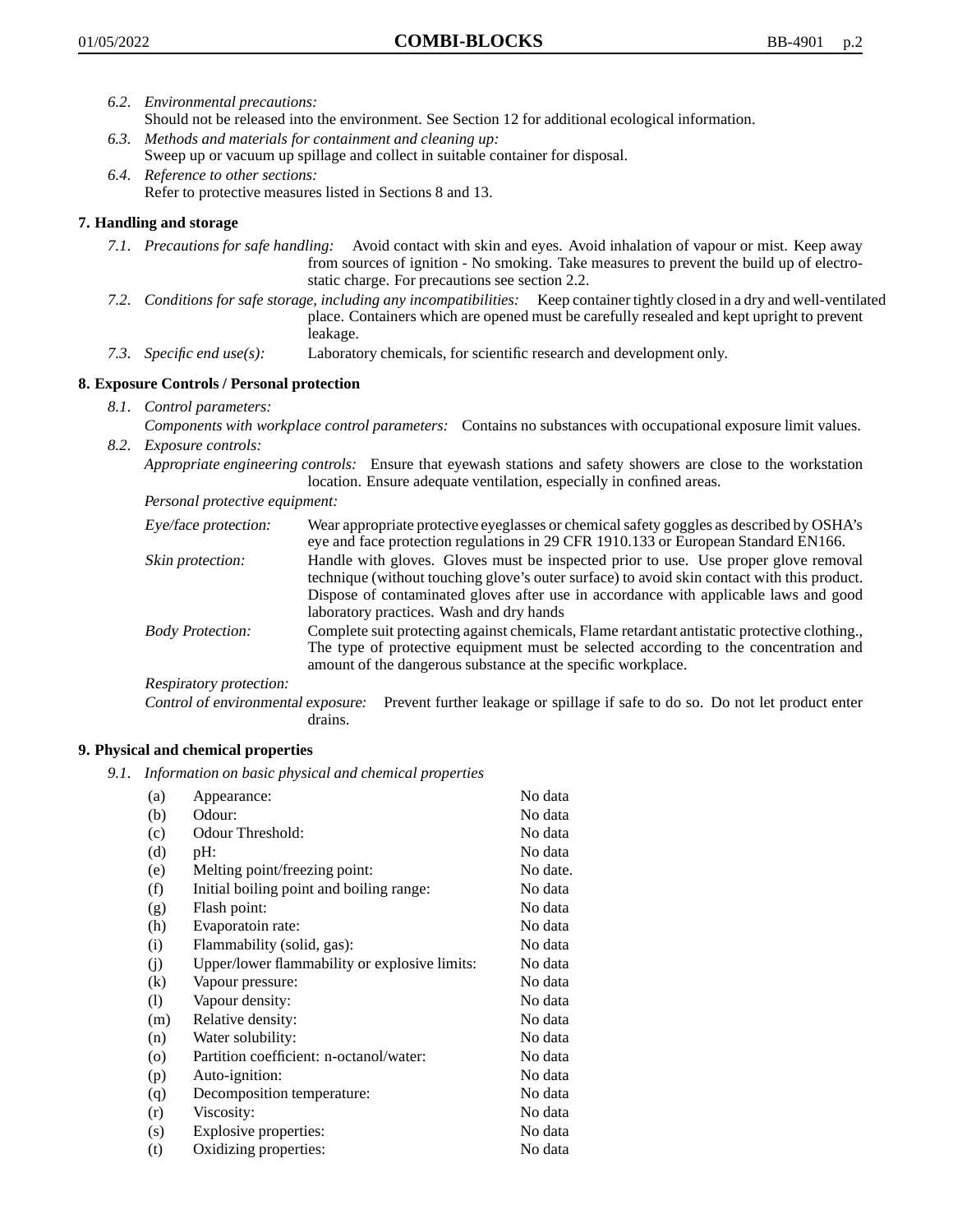*6.2. Environmental precautions:*
Should not be released into the environment. See Section 12 for additional ecological information.

*6.3. Methods and materials for containment and cleaning up:*
Sweep up or vacuum up spillage and collect in suitable container for disposal.

*6.4. Reference to other sections:*
Refer to protective measures listed in Sections 8 and 13.

## 7. Handling and storage

*7.1. Precautions for safe handling:* Avoid contact with skin and eyes. Avoid inhalation of vapour or mist. Keep away from sources of ignition - No smoking. Take measures to prevent the build up of electrostatic charge. For precautions see section 2.2.

*7.2. Conditions for safe storage, including any incompatibilities:* Keep container tightly closed in a dry and well-ventilated place. Containers which are opened must be carefully resealed and kept upright to prevent leakage.

*7.3. Specific end use(s):* Laboratory chemicals, for scientific research and development only.

## 8. Exposure Controls / Personal protection

*8.1. Control parameters:*
*Components with workplace control parameters:* Contains no substances with occupational exposure limit values.

*8.2. Exposure controls:*
*Appropriate engineering controls:* Ensure that eyewash stations and safety showers are close to the workstation location. Ensure adequate ventilation, especially in confined areas.

*Personal protective equipment:*

*Eye/face protection:* Wear appropriate protective eyeglasses or chemical safety goggles as described by OSHA's eye and face protection regulations in 29 CFR 1910.133 or European Standard EN166.

*Skin protection:* Handle with gloves. Gloves must be inspected prior to use. Use proper glove removal technique (without touching glove's outer surface) to avoid skin contact with this product. Dispose of contaminated gloves after use in accordance with applicable laws and good laboratory practices. Wash and dry hands

*Body Protection:* Complete suit protecting against chemicals, Flame retardant antistatic protective clothing., The type of protective equipment must be selected according to the concentration and amount of the dangerous substance at the specific workplace.

*Respiratory protection:*

*Control of environmental exposure:* Prevent further leakage or spillage if safe to do so. Do not let product enter drains.

## 9. Physical and chemical properties

*9.1. Information on basic physical and chemical properties*

| | | |
|---|---|---|
| (a) | Appearance: | No data |
| (b) | Odour: | No data |
| (c) | Odour Threshold: | No data |
| (d) | pH: | No data |
| (e) | Melting point/freezing point: | No date. |
| (f) | Initial boiling point and boiling range: | No data |
| (g) | Flash point: | No data |
| (h) | Evaporatoin rate: | No data |
| (i) | Flammability (solid, gas): | No data |
| (j) | Upper/lower flammability or explosive limits: | No data |
| (k) | Vapour pressure: | No data |
| (l) | Vapour density: | No data |
| (m) | Relative density: | No data |
| (n) | Water solubility: | No data |
| (o) | Partition coefficient: n-octanol/water: | No data |
| (p) | Auto-ignition: | No data |
| (q) | Decomposition temperature: | No data |
| (r) | Viscosity: | No data |
| (s) | Explosive properties: | No data |
| (t) | Oxidizing properties: | No data |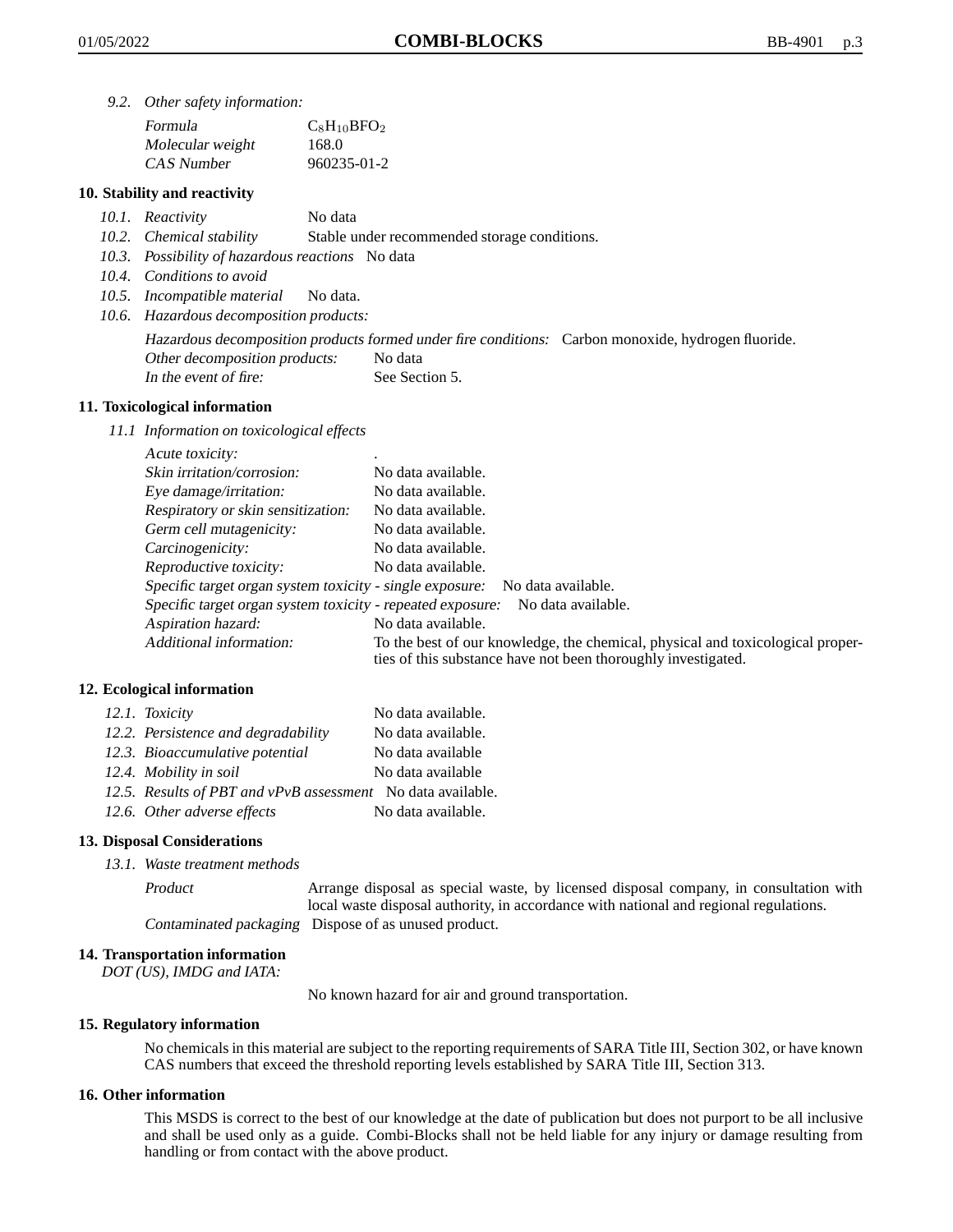*9.2. Other safety information:*

| | |
|---|---|
| *Formula* | $C_8H_{10}BFO_2$ |
| *Molecular weight* | 168.0 |
| *CAS Number* | 960235-01-2 |

## 10. Stability and reactivity

*10.1. Reactivity* No data

*10.2. Chemical stability* Stable under recommended storage conditions.

*10.3. Possibility of hazardous reactions* No data

*10.4. Conditions to avoid*

*10.5. Incompatible material* No data.

*10.6. Hazardous decomposition products:*

*Hazardous decomposition products formed under fire conditions:* Carbon monoxide, hydrogen fluoride.

*Other decomposition products:* No data

*In the event of fire:* See Section 5.

## 11. Toxicological information

*11.1 Information on toxicological effects*

| | |
|---|---|
| *Acute toxicity:* | . |
| *Skin irritation/corrosion:* | No data available. |
| *Eye damage/irritation:* | No data available. |
| *Respiratory or skin sensitization:* | No data available. |
| *Germ cell mutagenicity:* | No data available. |
| *Carcinogenicity:* | No data available. |
| *Reproductive toxicity:* | No data available. |
| *Specific target organ system toxicity - single exposure:* | No data available. |
| *Specific target organ system toxicity - repeated exposure:* | No data available. |
| *Aspiration hazard:* | No data available. |
| *Additional information:* | To the best of our knowledge, the chemical, physical and toxicological properties of this substance have not been thoroughly investigated. |

## 12. Ecological information

| | |
|---|---|
| *12.1. Toxicity* | No data available. |
| *12.2. Persistence and degradability* | No data available. |
| *12.3. Bioaccumulative potential* | No data available |
| *12.4. Mobility in soil* | No data available |
| *12.5. Results of PBT and vPvB assessment* | No data available. |
| *12.6. Other adverse effects* | No data available. |

## 13. Disposal Considerations

*13.1. Waste treatment methods*

*Product* Arrange disposal as special waste, by licensed disposal company, in consultation with local waste disposal authority, in accordance with national and regional regulations.

*Contaminated packaging* Dispose of as unused product.

## 14. Transportation information

*DOT (US), IMDG and IATA:*

No known hazard for air and ground transportation.

## 15. Regulatory information

No chemicals in this material are subject to the reporting requirements of SARA Title III, Section 302, or have known CAS numbers that exceed the threshold reporting levels established by SARA Title III, Section 313.

## 16. Other information

This MSDS is correct to the best of our knowledge at the date of publication but does not purport to be all inclusive and shall be used only as a guide. Combi-Blocks shall not be held liable for any injury or damage resulting from handling or from contact with the above product.